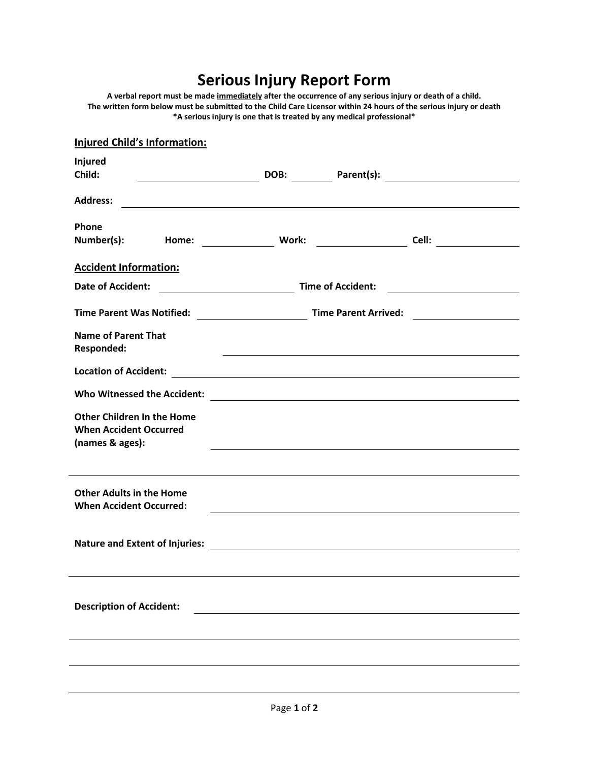# Serious Injury Report Form

**A verbal report must be made <u>immediately</u> after the occurrence of any serious injury or death of a child.**
**The written form below must be submitted to the Child Care Licensor within 24 hours of the serious injury or death**
**\*A serious injury is one that is treated by any medical professional\***

## <u>Injured Child's Information:</u>

**Injured Child:** ______________________ **DOB:** ________ **Parent(s):** ______________________

**Address:** ____________________________________________________________

**Phone Number(s):** **Home:** ____________ **Work:** ______________ **Cell:** ____________

## <u>Accident Information:</u>

**Date of Accident:** ______________________ **Time of Accident:** ______________________

**Time Parent Was Notified:** __________________ **Time Parent Arrived:** __________________

**Name of Parent That Responded:** ________________________________________________

**Location of Accident:** ________________________________________________

**Who Witnessed the Accident:** ________________________________________________

**Other Children In the Home When Accident Occurred (names & ages):** ________________________________________________

________________________________________________________________________

**Other Adults in the Home When Accident Occurred:** ________________________________________________

**Nature and Extent of Injuries:** ________________________________________________

________________________________________________________________________

**Description of Accident:** ________________________________________________

________________________________________________________________________

________________________________________________________________________

________________________________________________________________________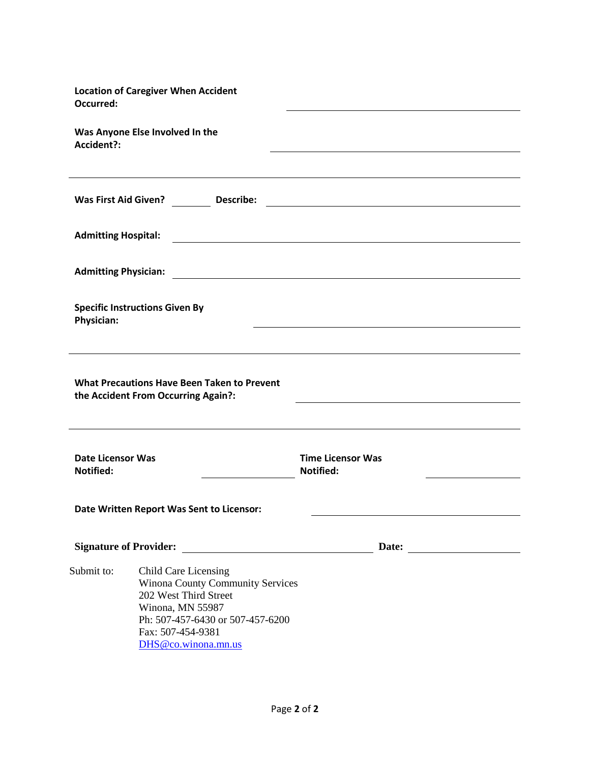**Location of Caregiver When Accident Occurred:** \_\_\_\_\_\_\_\_\_\_\_\_\_\_\_\_\_\_\_\_\_\_\_\_\_\_\_\_\_\_\_\_

**Was Anyone Else Involved In the Accident?:** \_\_\_\_\_\_\_\_\_\_\_\_\_\_\_\_\_\_\_\_\_\_\_\_\_\_\_\_\_\_\_\_

\_\_\_\_\_\_\_\_\_\_\_\_\_\_\_\_\_\_\_\_\_\_\_\_\_\_\_\_\_\_\_\_\_\_\_\_\_\_\_\_\_\_\_\_\_\_\_\_\_\_\_\_\_\_\_\_\_\_\_\_

**Was First Aid Given?** \_\_\_\_\_\_\_\_ **Describe:** \_\_\_\_\_\_\_\_\_\_\_\_\_\_\_\_\_\_\_\_\_\_\_\_\_\_\_\_\_\_\_\_

**Admitting Hospital:** \_\_\_\_\_\_\_\_\_\_\_\_\_\_\_\_\_\_\_\_\_\_\_\_\_\_\_\_\_\_\_\_\_\_\_\_\_\_\_\_\_\_\_\_

**Admitting Physician:** \_\_\_\_\_\_\_\_\_\_\_\_\_\_\_\_\_\_\_\_\_\_\_\_\_\_\_\_\_\_\_\_\_\_\_\_\_\_\_\_\_\_\_\_

**Specific Instructions Given By Physician:** \_\_\_\_\_\_\_\_\_\_\_\_\_\_\_\_\_\_\_\_\_\_\_\_\_\_\_\_\_\_\_\_

\_\_\_\_\_\_\_\_\_\_\_\_\_\_\_\_\_\_\_\_\_\_\_\_\_\_\_\_\_\_\_\_\_\_\_\_\_\_\_\_\_\_\_\_\_\_\_\_\_\_\_\_\_\_\_\_\_\_\_\_

**What Precautions Have Been Taken to Prevent the Accident From Occurring Again?:** \_\_\_\_\_\_\_\_\_\_\_\_\_\_\_\_\_\_\_\_\_\_\_\_\_\_\_\_\_\_\_\_

\_\_\_\_\_\_\_\_\_\_\_\_\_\_\_\_\_\_\_\_\_\_\_\_\_\_\_\_\_\_\_\_\_\_\_\_\_\_\_\_\_\_\_\_\_\_\_\_\_\_\_\_\_\_\_\_\_\_\_\_

**Date Licensor Was Notified:** \_\_\_\_\_\_\_\_\_\_\_\_\_\_\_\_ **Time Licensor Was Notified:** \_\_\_\_\_\_\_\_\_\_\_\_\_\_\_\_

**Date Written Report Was Sent to Licensor:** \_\_\_\_\_\_\_\_\_\_\_\_\_\_\_\_\_\_\_\_\_\_\_\_\_\_\_\_\_\_\_\_

**Signature of Provider:** \_\_\_\_\_\_\_\_\_\_\_\_\_\_\_\_\_\_\_\_\_\_\_\_\_\_\_\_\_\_\_\_ **Date:** \_\_\_\_\_\_\_\_\_\_\_\_\_\_\_\_

Submit to:
Child Care Licensing
Winona County Community Services
202 West Third Street
Winona, MN 55987
Ph: 507-457-6430 or 507-457-6200
Fax: 507-454-9381
DHS@co.winona.mn.us